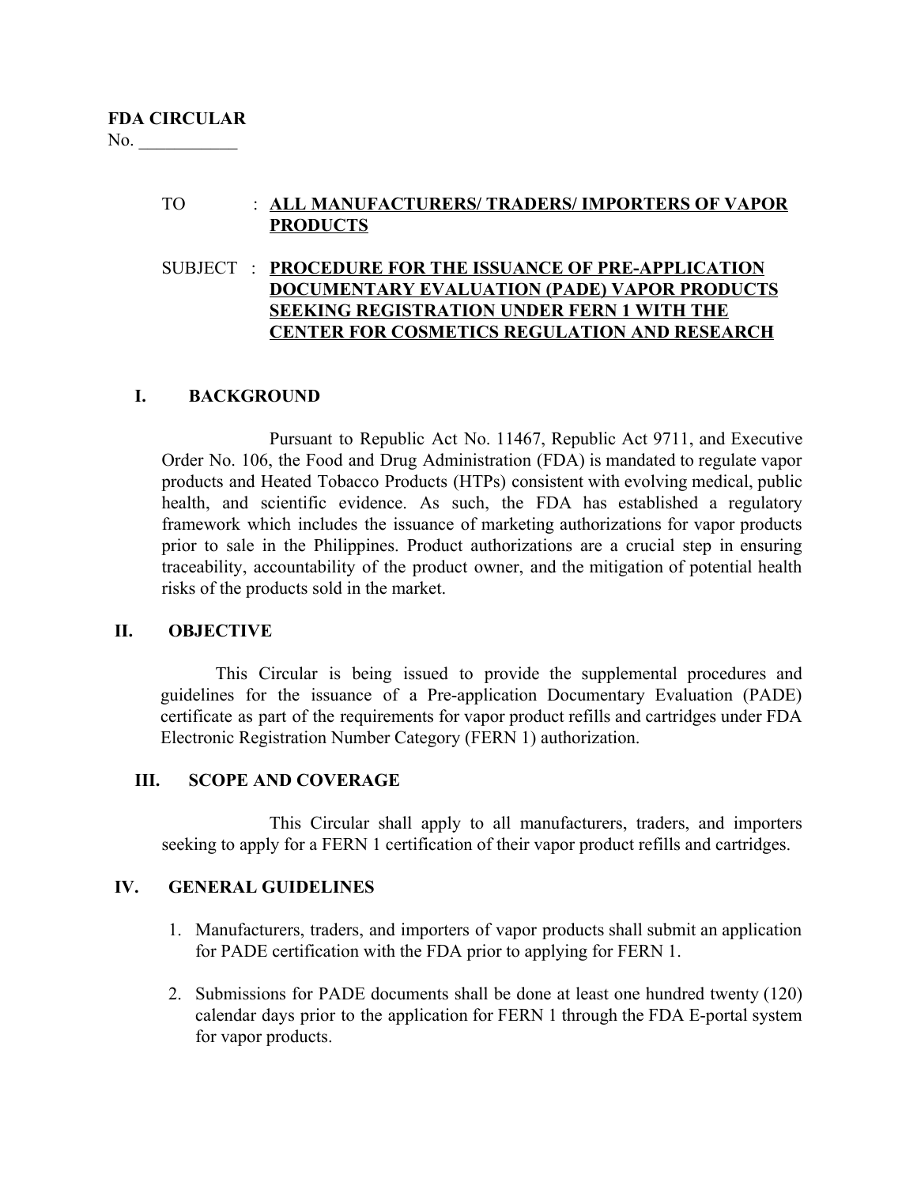**FDA CIRCULAR**
No. ___________

TO : **ALL MANUFACTURERS/ TRADERS/ IMPORTERS OF VAPOR PRODUCTS**

SUBJECT : **PROCEDURE FOR THE ISSUANCE OF PRE-APPLICATION DOCUMENTARY EVALUATION (PADE) VAPOR PRODUCTS SEEKING REGISTRATION UNDER FERN 1 WITH THE CENTER FOR COSMETICS REGULATION AND RESEARCH**

## I. BACKGROUND

Pursuant to Republic Act No. 11467, Republic Act 9711, and Executive Order No. 106, the Food and Drug Administration (FDA) is mandated to regulate vapor products and Heated Tobacco Products (HTPs) consistent with evolving medical, public health, and scientific evidence. As such, the FDA has established a regulatory framework which includes the issuance of marketing authorizations for vapor products prior to sale in the Philippines. Product authorizations are a crucial step in ensuring traceability, accountability of the product owner, and the mitigation of potential health risks of the products sold in the market.

## II. OBJECTIVE

This Circular is being issued to provide the supplemental procedures and guidelines for the issuance of a Pre-application Documentary Evaluation (PADE) certificate as part of the requirements for vapor product refills and cartridges under FDA Electronic Registration Number Category (FERN 1) authorization.

## III. SCOPE AND COVERAGE

This Circular shall apply to all manufacturers, traders, and importers seeking to apply for a FERN 1 certification of their vapor product refills and cartridges.

## IV. GENERAL GUIDELINES

1. Manufacturers, traders, and importers of vapor products shall submit an application for PADE certification with the FDA prior to applying for FERN 1.
2. Submissions for PADE documents shall be done at least one hundred twenty (120) calendar days prior to the application for FERN 1 through the FDA E-portal system for vapor products.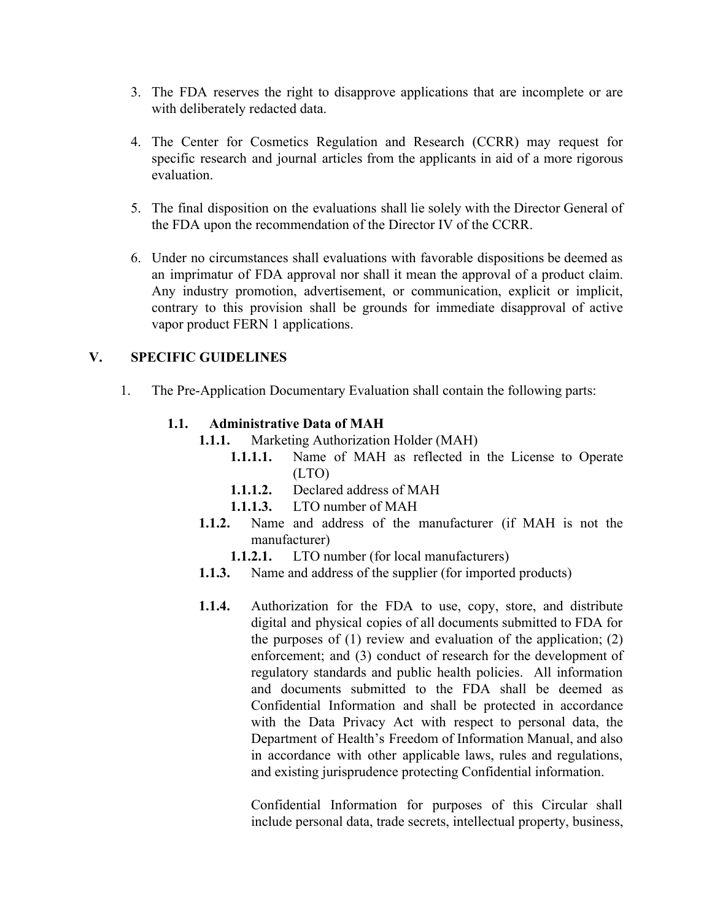3. The FDA reserves the right to disapprove applications that are incomplete or are with deliberately redacted data.

4. The Center for Cosmetics Regulation and Research (CCRR) may request for specific research and journal articles from the applicants in aid of a more rigorous evaluation.

5. The final disposition on the evaluations shall lie solely with the Director General of the FDA upon the recommendation of the Director IV of the CCRR.

6. Under no circumstances shall evaluations with favorable dispositions be deemed as an imprimatur of FDA approval nor shall it mean the approval of a product claim. Any industry promotion, advertisement, or communication, explicit or implicit, contrary to this provision shall be grounds for immediate disapproval of active vapor product FERN 1 applications.

## V. SPECIFIC GUIDELINES

1. The Pre-Application Documentary Evaluation shall contain the following parts:

   **1.1. Administrative Data of MAH**

   **1.1.1.** Marketing Authorization Holder (MAH)

   **1.1.1.1.** Name of MAH as reflected in the License to Operate (LTO)

   **1.1.1.2.** Declared address of MAH

   **1.1.1.3.** LTO number of MAH

   **1.1.2.** Name and address of the manufacturer (if MAH is not the manufacturer)

   **1.1.2.1.** LTO number (for local manufacturers)

   **1.1.3.** Name and address of the supplier (for imported products)

   **1.1.4.** Authorization for the FDA to use, copy, store, and distribute digital and physical copies of all documents submitted to FDA for the purposes of (1) review and evaluation of the application; (2) enforcement; and (3) conduct of research for the development of regulatory standards and public health policies. All information and documents submitted to the FDA shall be deemed as Confidential Information and shall be protected in accordance with the Data Privacy Act with respect to personal data, the Department of Health's Freedom of Information Manual, and also in accordance with other applicable laws, rules and regulations, and existing jurisprudence protecting Confidential information.

   Confidential Information for purposes of this Circular shall include personal data, trade secrets, intellectual property, business,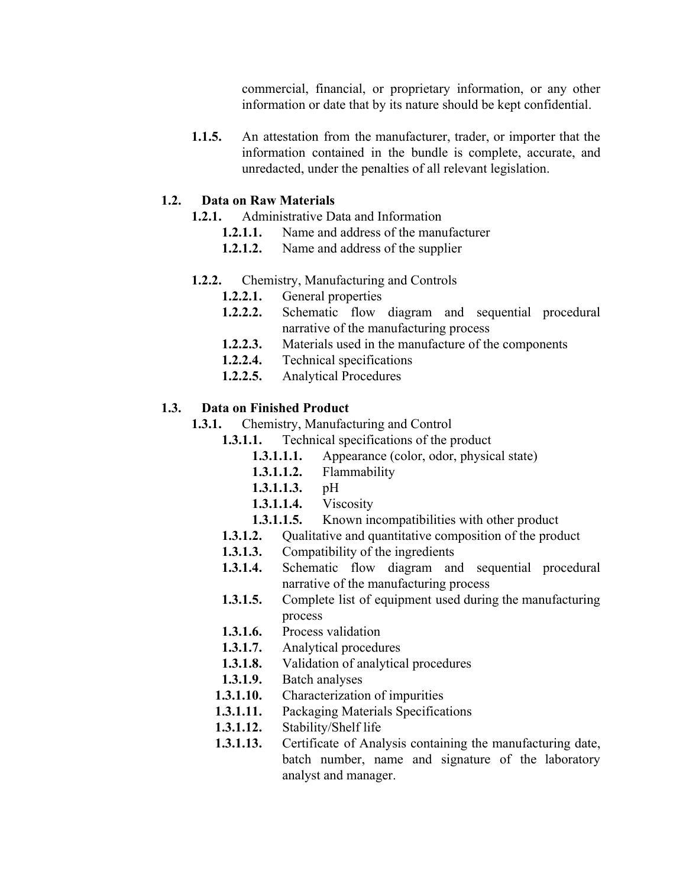commercial, financial, or proprietary information, or any other information or date that by its nature should be kept confidential.

**1.1.5.** An attestation from the manufacturer, trader, or importer that the information contained in the bundle is complete, accurate, and unredacted, under the penalties of all relevant legislation.

**1.2. Data on Raw Materials**

- **1.2.1.** Administrative Data and Information
  - **1.2.1.1.** Name and address of the manufacturer
  - **1.2.1.2.** Name and address of the supplier

- **1.2.2.** Chemistry, Manufacturing and Controls
  - **1.2.2.1.** General properties
  - **1.2.2.2.** Schematic flow diagram and sequential procedural narrative of the manufacturing process
  - **1.2.2.3.** Materials used in the manufacture of the components
  - **1.2.2.4.** Technical specifications
  - **1.2.2.5.** Analytical Procedures

**1.3. Data on Finished Product**

- **1.3.1.** Chemistry, Manufacturing and Control
  - **1.3.1.1.** Technical specifications of the product
    - **1.3.1.1.1.** Appearance (color, odor, physical state)
    - **1.3.1.1.2.** Flammability
    - **1.3.1.1.3.** pH
    - **1.3.1.1.4.** Viscosity
    - **1.3.1.1.5.** Known incompatibilities with other product
  - **1.3.1.2.** Qualitative and quantitative composition of the product
  - **1.3.1.3.** Compatibility of the ingredients
  - **1.3.1.4.** Schematic flow diagram and sequential procedural narrative of the manufacturing process
  - **1.3.1.5.** Complete list of equipment used during the manufacturing process
  - **1.3.1.6.** Process validation
  - **1.3.1.7.** Analytical procedures
  - **1.3.1.8.** Validation of analytical procedures
  - **1.3.1.9.** Batch analyses
  - **1.3.1.10.** Characterization of impurities
  - **1.3.1.11.** Packaging Materials Specifications
  - **1.3.1.12.** Stability/Shelf life
  - **1.3.1.13.** Certificate of Analysis containing the manufacturing date, batch number, name and signature of the laboratory analyst and manager.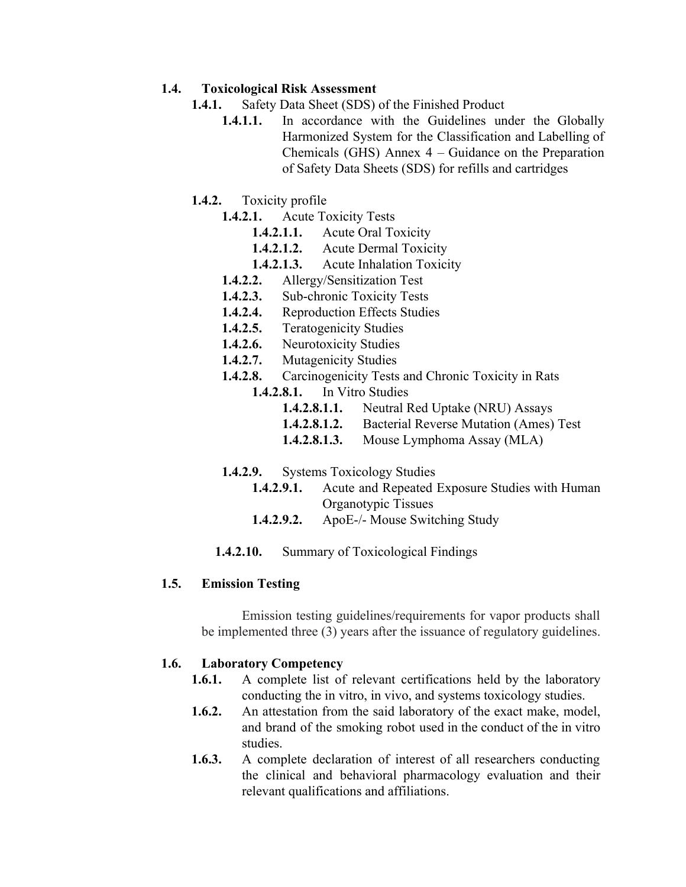**1.4. Toxicological Risk Assessment**

- **1.4.1.** Safety Data Sheet (SDS) of the Finished Product
  - **1.4.1.1.** In accordance with the Guidelines under the Globally Harmonized System for the Classification and Labelling of Chemicals (GHS) Annex 4 – Guidance on the Preparation of Safety Data Sheets (SDS) for refills and cartridges

- **1.4.2.** Toxicity profile
  - **1.4.2.1.** Acute Toxicity Tests
    - **1.4.2.1.1.** Acute Oral Toxicity
    - **1.4.2.1.2.** Acute Dermal Toxicity
    - **1.4.2.1.3.** Acute Inhalation Toxicity
  - **1.4.2.2.** Allergy/Sensitization Test
  - **1.4.2.3.** Sub-chronic Toxicity Tests
  - **1.4.2.4.** Reproduction Effects Studies
  - **1.4.2.5.** Teratogenicity Studies
  - **1.4.2.6.** Neurotoxicity Studies
  - **1.4.2.7.** Mutagenicity Studies
  - **1.4.2.8.** Carcinogenicity Tests and Chronic Toxicity in Rats
    - **1.4.2.8.1.** In Vitro Studies
      - **1.4.2.8.1.1.** Neutral Red Uptake (NRU) Assays
      - **1.4.2.8.1.2.** Bacterial Reverse Mutation (Ames) Test
      - **1.4.2.8.1.3.** Mouse Lymphoma Assay (MLA)
  - **1.4.2.9.** Systems Toxicology Studies
    - **1.4.2.9.1.** Acute and Repeated Exposure Studies with Human Organotypic Tissues
    - **1.4.2.9.2.** ApoE-/- Mouse Switching Study
  - **1.4.2.10.** Summary of Toxicological Findings

**1.5. Emission Testing**

Emission testing guidelines/requirements for vapor products shall be implemented three (3) years after the issuance of regulatory guidelines.

**1.6. Laboratory Competency**

- **1.6.1.** A complete list of relevant certifications held by the laboratory conducting the in vitro, in vivo, and systems toxicology studies.
- **1.6.2.** An attestation from the said laboratory of the exact make, model, and brand of the smoking robot used in the conduct of the in vitro studies.
- **1.6.3.** A complete declaration of interest of all researchers conducting the clinical and behavioral pharmacology evaluation and their relevant qualifications and affiliations.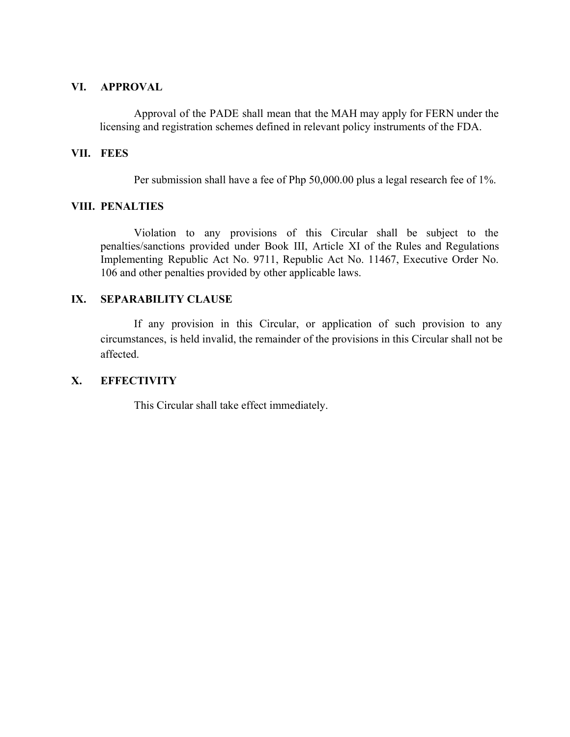## VI. APPROVAL

Approval of the PADE shall mean that the MAH may apply for FERN under the licensing and registration schemes defined in relevant policy instruments of the FDA.

## VII. FEES

Per submission shall have a fee of Php 50,000.00 plus a legal research fee of 1%.

## VIII. PENALTIES

Violation to any provisions of this Circular shall be subject to the penalties/sanctions provided under Book III, Article XI of the Rules and Regulations Implementing Republic Act No. 9711, Republic Act No. 11467, Executive Order No. 106 and other penalties provided by other applicable laws.

## IX. SEPARABILITY CLAUSE

If any provision in this Circular, or application of such provision to any circumstances, is held invalid, the remainder of the provisions in this Circular shall not be affected.

## X. EFFECTIVITY

This Circular shall take effect immediately.